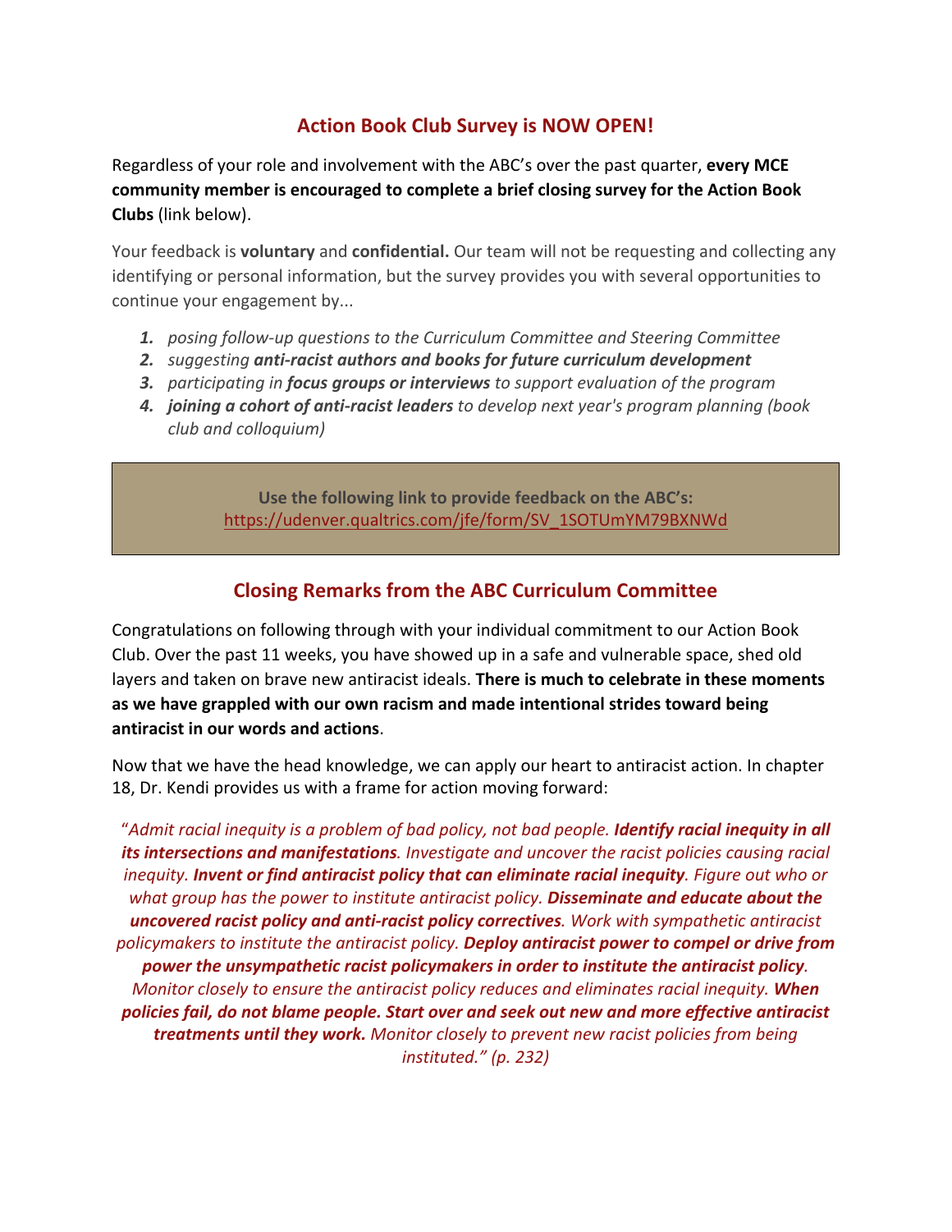## Action Book Club Survey is NOW OPEN!

Regardless of your role and involvement with the ABC's over the past quarter, **every MCE community member is encouraged to complete a brief closing survey for the Action Book Clubs** (link below).

Your feedback is **voluntary** and **confidential.** Our team will not be requesting and collecting any identifying or personal information, but the survey provides you with several opportunities to continue your engagement by...

1. *posing follow-up questions to the Curriculum Committee and Steering Committee*
2. *suggesting **anti-racist authors and books for future curriculum development***
3. *participating in **focus groups or interviews** to support evaluation of the program*
4. ***joining a cohort of anti-racist leaders** to develop next year's program planning (book club and colloquium)*

**Use the following link to provide feedback on the ABC's:**
https://udenver.qualtrics.com/jfe/form/SV_1SOTUmYM79BXNWd

## Closing Remarks from the ABC Curriculum Committee

Congratulations on following through with your individual commitment to our Action Book Club. Over the past 11 weeks, you have showed up in a safe and vulnerable space, shed old layers and taken on brave new antiracist ideals. **There is much to celebrate in these moments as we have grappled with our own racism and made intentional strides toward being antiracist in our words and actions**.

Now that we have the head knowledge, we can apply our heart to antiracist action. In chapter 18, Dr. Kendi provides us with a frame for action moving forward:

*"Admit racial inequity is a problem of bad policy, not bad people. **Identify racial inequity in all its intersections and manifestations**. Investigate and uncover the racist policies causing racial inequity. **Invent or find antiracist policy that can eliminate racial inequity**. Figure out who or what group has the power to institute antiracist policy. **Disseminate and educate about the uncovered racist policy and anti-racist policy correctives**. Work with sympathetic antiracist policymakers to institute the antiracist policy. **Deploy antiracist power to compel or drive from power the unsympathetic racist policymakers in order to institute the antiracist policy**. Monitor closely to ensure the antiracist policy reduces and eliminates racial inequity. **When policies fail, do not blame people. Start over and seek out new and more effective antiracist treatments until they work.** Monitor closely to prevent new racist policies from being instituted." (p. 232)*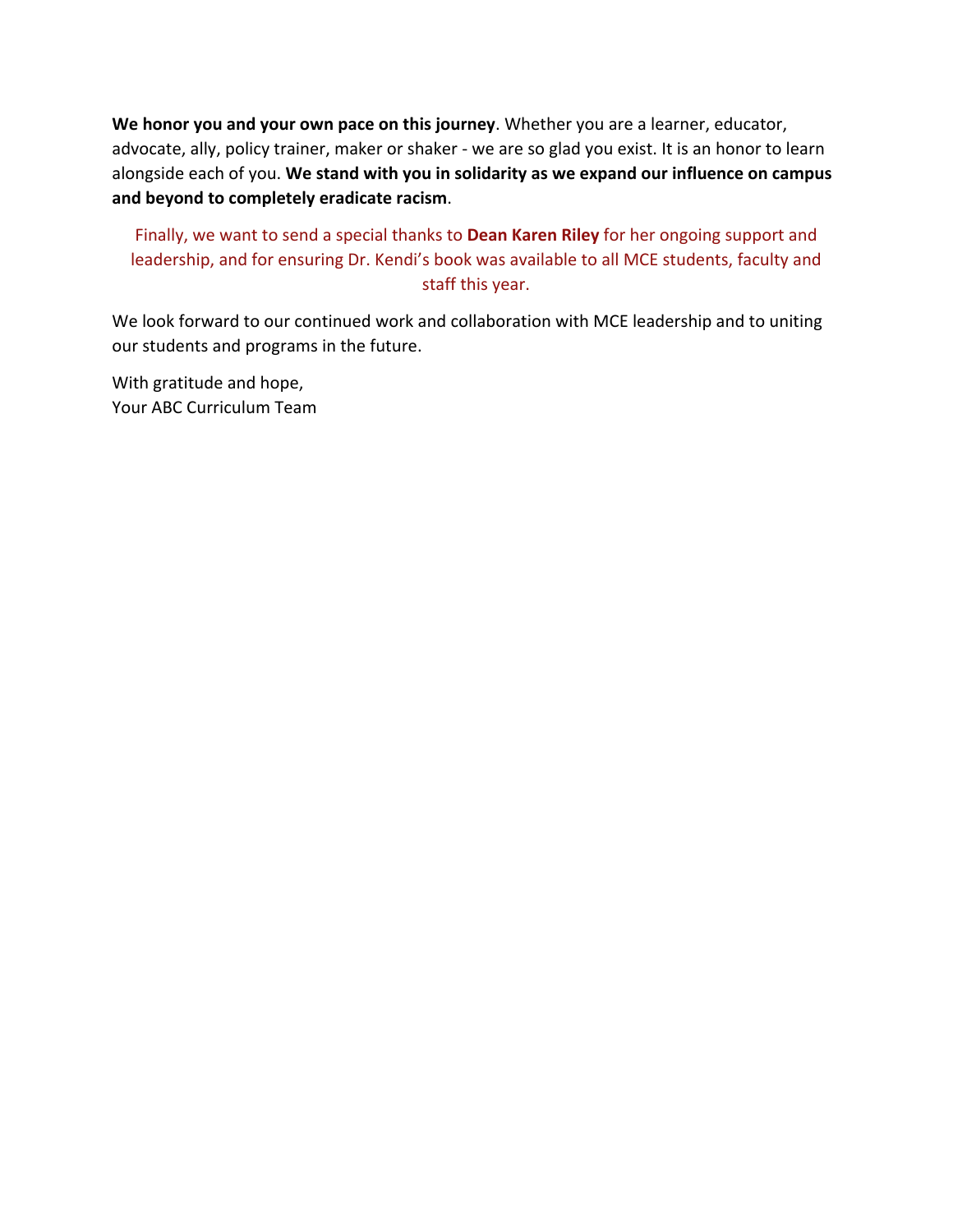**We honor you and your own pace on this journey**. Whether you are a learner, educator, advocate, ally, policy trainer, maker or shaker - we are so glad you exist. It is an honor to learn alongside each of you. **We stand with you in solidarity as we expand our influence on campus and beyond to completely eradicate racism**.

Finally, we want to send a special thanks to **Dean Karen Riley** for her ongoing support and leadership, and for ensuring Dr. Kendi's book was available to all MCE students, faculty and staff this year.

We look forward to our continued work and collaboration with MCE leadership and to uniting our students and programs in the future.

With gratitude and hope,
Your ABC Curriculum Team